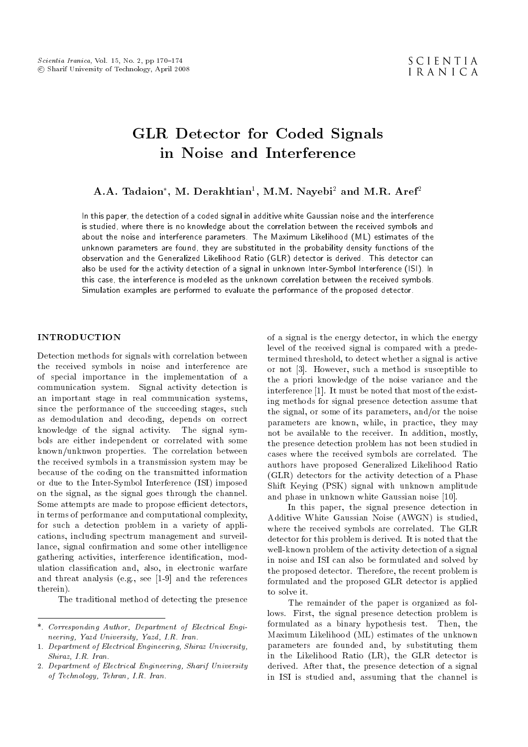# GLR Detector for Coded Signals in Noise and Interference

**A.A. Tadaion***, **M. Derakhtian**[1], **M.M. Nayebi**[2] **and M.R. Aref**[2]

In this paper, the detection of a coded signal in additive white Gaussian noise and the interference is studied, where there is no knowledge about the correlation between the received symbols and about the noise and interference parameters. The Maximum Likelihood (ML) estimates of the unknown parameters are found, they are substituted in the probability density functions of the observation and the Generalized Likelihood Ratio (GLR) detector is derived. This detector can also be used for the activity detection of a signal in unknown Inter-Symbol Interference (ISI). In this case, the interference is modeled as the unknown correlation between the received symbols. Simulation examples are performed to evaluate the performance of the proposed detector.

## INTRODUCTION

Detection methods for signals with correlation between the received symbols in noise and interference are of special importance in the implementation of a communication system. Signal activity detection is an important stage in real communication systems, since the performance of the succeeding stages, such as demodulation and decoding, depends on correct knowledge of the signal activity. The signal symbols are either independent or correlated with some known/unknwon properties. The correlation between the received symbols in a transmission system may be because of the coding on the transmitted information or due to the Inter-Symbol Interference (ISI) imposed on the signal, as the signal goes through the channel. Some attempts are made to propose efficient detectors, in terms of performance and computational complexity, for such a detection problem in a variety of applications, including spectrum management and surveillance, signal confirmation and some other intelligence gathering activities, interference identification, modulation classification and, also, in electronic warfare and threat analysis (e.g., see [1-9] and the references therein).

The traditional method of detecting the presence of a signal is the energy detector, in which the energy level of the received signal is compared with a predetermined threshold, to detect whether a signal is active or not [3]. However, such a method is susceptible to the a priori knowledge of the noise variance and the interference [1]. It must be noted that most of the existing methods for signal presence detection assume that the signal, or some of its parameters, and/or the noise parameters are known, while, in practice, they may not be available to the receiver. In addition, mostly, the presence detection problem has not been studied in cases where the received symbols are correlated. The authors have proposed Generalized Likelihood Ratio (GLR) detectors for the activity detection of a Phase Shift Keying (PSK) signal with unknown amplitude and phase in unknown white Gaussian noise [10].

In this paper, the signal presence detection in Additive White Gaussian Noise (AWGN) is studied, where the received symbols are correlated. The GLR detector for this problem is derived. It is noted that the well-known problem of the activity detection of a signal in noise and ISI can also be formulated and solved by the proposed detector. Therefore, the recent problem is formulated and the proposed GLR detector is applied to solve it.

The remainder of the paper is organized as follows. First, the signal presence detection problem is formulated as a binary hypothesis test. Then, the Maximum Likelihood (ML) estimates of the unknown parameters are founded and, by substituting them in the Likelihood Ratio (LR), the GLR detector is derived. After that, the presence detection of a signal in ISI is studied and, assuming that the channel is

---

\*. *Corresponding Author, Department of Electrical Engineering, Yazd University, Yazd, I.R. Iran.*

1. *Department of Electrical Engineering, Shiraz University, Shiraz, I.R. Iran.*

2. *Department of Electrical Engineering, Sharif University of Technology, Tehran, I.R. Iran.*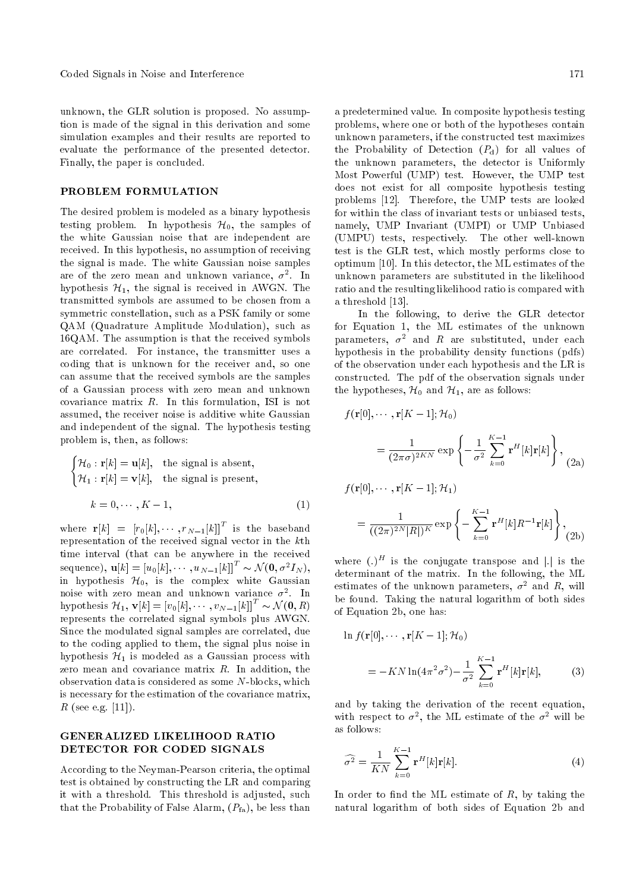unknown, the GLR solution is proposed. No assumption is made of the signal in this derivation and some simulation examples and their results are reported to evaluate the performance of the presented detector. Finally, the paper is concluded.

## PROBLEM FORMULATION

The desired problem is modeled as a binary hypothesis testing problem. In hypothesis $\mathcal{H}_0$, the samples of the white Gaussian noise that are independent are received. In this hypothesis, no assumption of receiving the signal is made. The white Gaussian noise samples are of the zero mean and unknown variance, $\sigma^2$. In hypothesis $\mathcal{H}_1$, the signal is received in AWGN. The transmitted symbols are assumed to be chosen from a symmetric constellation, such as a PSK family or some QAM (Quadrature Amplitude Modulation), such as 16QAM. The assumption is that the received symbols are correlated. For instance, the transmitter uses a coding that is unknown for the receiver and, so one can assume that the received symbols are the samples of a Gaussian process with zero mean and unknown covariance matrix $R$. In this formulation, ISI is not assumed, the receiver noise is additive white Gaussian and independent of the signal. The hypothesis testing problem is, then, as follows:

$$\begin{cases} \mathcal{H}_0 : \mathbf{r}[k] = \mathbf{u}[k], & \text{the signal is absent,} \\ \mathcal{H}_1 : \mathbf{r}[k] = \mathbf{v}[k], & \text{the signal is present,} \end{cases}$$

$$k = 0, \cdots, K-1, \tag{1}$$

where $\mathbf{r}[k] = [r_0[k], \cdots, r_{N-1}[k]]^T$ is the baseband representation of the received signal vector in the $k$th time interval (that can be anywhere in the received sequence), $\mathbf{u}[k] = [u_0[k], \cdots, u_{N-1}[k]]^T \sim \mathcal{N}(\mathbf{0}, \sigma^2 I_N)$, in hypothesis $\mathcal{H}_0$, is the complex white Gaussian noise with zero mean and unknown variance $\sigma^2$. In hypothesis $\mathcal{H}_1$, $\mathbf{v}[k] = [v_0[k], \cdots, v_{N-1}[k]]^T \sim \mathcal{N}(\mathbf{0}, R)$ represents the correlated signal symbols plus AWGN. Since the modulated signal samples are correlated, due to the coding applied to them, the signal plus noise in hypothesis $\mathcal{H}_1$ is modeled as a Gaussian process with zero mean and covariance matrix $R$. In addition, the observation data is considered as some $N$-blocks, which is necessary for the estimation of the covariance matrix, $R$ (see e.g. [11]).

## GENERALIZED LIKELIHOOD RATIO DETECTOR FOR CODED SIGNALS

According to the Neyman-Pearson criteria, the optimal test is obtained by constructing the LR and comparing it with a threshold. This threshold is adjusted, such that the Probability of False Alarm, ($P_{\text{fa}}$), be less than a predetermined value. In composite hypothesis testing problems, where one or both of the hypotheses contain unknown parameters, if the constructed test maximizes the Probability of Detection ($P_{\text{d}}$) for all values of the unknown parameters, the detector is Uniformly Most Powerful (UMP) test. However, the UMP test does not exist for all composite hypothesis testing problems [12]. Therefore, the UMP tests are looked for within the class of invariant tests or unbiased tests, namely, UMP Invariant (UMPI) or UMP Unbiased (UMPU) tests, respectively. The other well-known test is the GLR test, which mostly performs close to optimum [10]. In this detector, the ML estimates of the unknown parameters are substituted in the likelihood ratio and the resulting likelihood ratio is compared with a threshold [13].

In the following, to derive the GLR detector for Equation 1, the ML estimates of the unknown parameters, $\sigma^2$ and $R$ are substituted, under each hypothesis in the probability density functions (pdfs) of the observation under each hypothesis and the LR is constructed. The pdf of the observation signals under the hypotheses, $\mathcal{H}_0$ and $\mathcal{H}_1$, are as follows:

$$f(\mathbf{r}[0], \cdots, \mathbf{r}[K-1]; \mathcal{H}_0) = \frac{1}{(2\pi\sigma)^{2KN}} \exp\left\{ -\frac{1}{\sigma^2} \sum_{k=0}^{K-1} \mathbf{r}^H[k]\mathbf{r}[k] \right\}, \tag{2a}$$

$$f(\mathbf{r}[0], \cdots, \mathbf{r}[K-1]; \mathcal{H}_1) = \frac{1}{((2\pi)^{2N}|R|)^K} \exp\left\{ -\sum_{k=0}^{K-1} \mathbf{r}^H[k]R^{-1}\mathbf{r}[k] \right\}, \tag{2b}$$

where $(.)^H$ is the conjugate transpose and $|.|$ is the determinant of the matrix. In the following, the ML estimates of the unknown parameters, $\sigma^2$ and $R$, will be found. Taking the natural logarithm of both sides of Equation 2b, one has:

$$\ln f(\mathbf{r}[0], \cdots, \mathbf{r}[K-1]; \mathcal{H}_0) = -KN\ln(4\pi^2\sigma^2) - \frac{1}{\sigma^2} \sum_{k=0}^{K-1} \mathbf{r}^H[k]\mathbf{r}[k], \tag{3}$$

and by taking the derivation of the recent equation, with respect to $\sigma^2$, the ML estimate of the $\sigma^2$ will be as follows:

$$\widehat{\sigma^2} = \frac{1}{KN} \sum_{k=0}^{K-1} \mathbf{r}^H[k]\mathbf{r}[k]. \tag{4}$$

In order to find the ML estimate of $R$, by taking the natural logarithm of both sides of Equation 2b and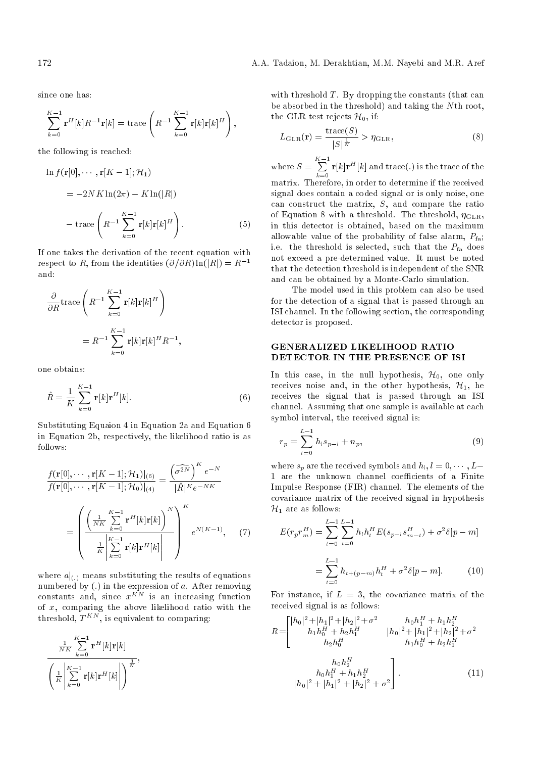since one has:

$$\sum_{k=0}^{K-1} \mathbf{r}^H[k] R^{-1} \mathbf{r}[k] = \text{trace}\left(R^{-1} \sum_{k=0}^{K-1} \mathbf{r}[k]\mathbf{r}[k]^H\right),$$

the following is reached:

$$\begin{aligned}
&\ln f(\mathbf{r}[0], \cdots, \mathbf{r}[K-1]; \mathcal{H}_1) \\
&= -2NK\ln(2\pi) - K\ln(|R|) \\
&- \text{trace}\left(R^{-1} \sum_{k=0}^{K-1} \mathbf{r}[k]\mathbf{r}[k]^H\right). \qquad (5)
\end{aligned}$$

If one takes the derivation of the recent equation with respect to $R$, from the identities $(\partial/\partial R)\ln(|R|) = R^{-1}$ and:

$$\begin{aligned}
&\frac{\partial}{\partial R}\text{trace}\left(R^{-1} \sum_{k=0}^{K-1} \mathbf{r}[k]\mathbf{r}[k]^H\right) \\
&= R^{-1} \sum_{k=0}^{K-1} \mathbf{r}[k]\mathbf{r}[k]^H R^{-1},
\end{aligned}$$

one obtains:

$$\hat{R} = \frac{1}{K} \sum_{k=0}^{K-1} \mathbf{r}[k]\mathbf{r}^H[k]. \qquad (6)$$

Substituting Equaion 4 in Equation 2a and Equation 6 in Equation 2b, respectively, the likelihood ratio is as follows:

$$\begin{aligned}
&\frac{f(\mathbf{r}[0], \cdots, \mathbf{r}[K-1]; \mathcal{H}_1)|_{(6)}}{f(\mathbf{r}[0], \cdots, \mathbf{r}[K-1]; \mathcal{H}_0)|_{(4)}} = \frac{\left(\widehat{\sigma^{2N}}\right)^K e^{-N}}{|\hat{R}|^K e^{-NK}} \\
&= \left(\frac{\left(\frac{1}{NK}\sum_{k=0}^{K-1} \mathbf{r}^H[k]\mathbf{r}[k]\right)^N}{\frac{1}{K}\left|\sum_{k=0}^{K-1} \mathbf{r}[k]\mathbf{r}^H[k]\right|}\right)^K e^{N(K-1)}, \qquad (7)
\end{aligned}$$

where $a|_{(.)}$ means substituting the results of equations numbered by (.) in the expression of $a$. After removing constants and, since $x^{KN}$ is an increasing function of $x$, comparing the above likelihood ratio with the threshold, $T^{KN}$, is equivalent to comparing:

$$\frac{\frac{1}{NK}\sum_{k=0}^{K-1} \mathbf{r}^H[k]\mathbf{r}[k]}{\left(\frac{1}{K}\left|\sum_{k=0}^{K-1} \mathbf{r}[k]\mathbf{r}^H[k]\right|\right)^{\frac{1}{N}}},$$

with threshold $T$. By dropping the constants (that can be absorbed in the threshold) and taking the $N$th root, the GLR test rejects $\mathcal{H}_0$, if:

$$L_{\text{GLR}}(\mathbf{r}) = \frac{\text{trace}(S)}{|S|^{\frac{1}{N}}} > \eta_{\text{GLR}}, \qquad (8)$$

where $S = \sum_{k=0}^{K-1} \mathbf{r}[k]\mathbf{r}^H[k]$ and trace(.) is the trace of the matrix. Therefore, in order to determine if the received signal does contain a coded signal or is only noise, one can construct the matrix, $S$, and compare the ratio of Equation 8 with a threshold. The threshold, $\eta_{\text{GLR}}$, in this detector is obtained, based on the maximum allowable value of the probability of false alarm, $P_{\text{fa}}$; i.e. the threshold is selected, such that the $P_{\text{fa}}$ does not exceed a pre-determined value. It must be noted that the detection threshold is independent of the SNR and can be obtained by a Monte-Carlo simulation.

The model used in this problem can also be used for the detection of a signal that is passed through an ISI channel. In the following section, the corresponding detector is proposed.

## GENERALIZED LIKELIHOOD RATIO DETECTOR IN THE PRESENCE OF ISI

In this case, in the null hypothesis, $\mathcal{H}_0$, one only receives noise and, in the other hypothesis, $\mathcal{H}_1$, he receives the signal that is passed through an ISI channel. Assuming that one sample is available at each symbol interval, the received signal is:

$$r_p = \sum_{l=0}^{L-1} h_l s_{p-l} + n_p, \qquad (9)$$

where $s_p$ are the received symbols and $h_l, l = 0, \cdots, L-1$ are the unknown channel coefficients of a Finite Impulse Response (FIR) channel. The elements of the covariance matrix of the received signal in hypothesis $\mathcal{H}_1$ are as follows:

$$\begin{aligned}
E(r_p r_m^H) &= \sum_{l=0}^{L-1}\sum_{t=0}^{L-1} h_l h_t^H E(s_{p-l} s_{m-t}^H) + \sigma^2 \delta[p-m] \\
&= \sum_{t=0}^{L-1} h_{t+(p-m)} h_t^H + \sigma^2 \delta[p-m]. \qquad (10)
\end{aligned}$$

For instance, if $L = 3$, the covariance matrix of the received signal is as follows:

$$R = \begin{bmatrix}
|h_0|^2+|h_1|^2+|h_2|^2+\sigma^2 & h_0h_1^H + h_1h_2^H & h_0h_2^H \\
h_1h_0^H + h_2h_1^H & |h_0|^2+|h_1|^2+|h_2|^2+\sigma^2 & h_0h_1^H + h_1h_2^H \\
h_2h_0^H & h_1h_0^H + h_2h_1^H & |h_0|^2+|h_1|^2+|h_2|^2+\sigma^2
\end{bmatrix}. \qquad (11)$$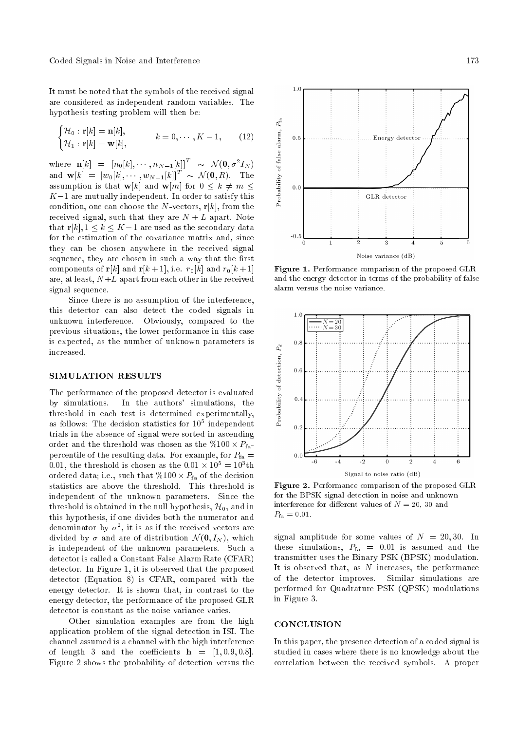It must be noted that the symbols of the received signal are considered as independent random variables. The hypothesis testing problem will then be:

$$\begin{cases} \mathcal{H}_0 : \mathbf{r}[k] = \mathbf{n}[k], \\ \mathcal{H}_1 : \mathbf{r}[k] = \mathbf{w}[k], \end{cases} \qquad k = 0, \cdots, K-1, \qquad (12)$$

where $\mathbf{n}[k] = [n_0[k], \cdots, n_{N-1}[k]]^T \sim \mathcal{N}(\mathbf{0}, \sigma^2 I_N)$ and $\mathbf{w}[k] = [w_0[k], \cdots, w_{N-1}[k]]^T \sim \mathcal{N}(\mathbf{0}, R)$. The assumption is that $\mathbf{w}[k]$ and $\mathbf{w}[m]$ for $0 \leq k \neq m \leq K-1$ are mutually independent. In order to satisfy this condition, one can choose the $N$-vectors, $\mathbf{r}[k]$, from the received signal, such that they are $N+L$ apart. Note that $\mathbf{r}[k], 1 \leq k \leq K-1$ are used as the secondary data for the estimation of the covariance matrix and, since they can be chosen anywhere in the received signal sequence, they are chosen in such a way that the first components of $\mathbf{r}[k]$ and $\mathbf{r}[k+1]$, i.e. $r_0[k]$ and $r_0[k+1]$ are, at least, $N+L$ apart from each other in the received signal sequence.

Since there is no assumption of the interference, this detector can also detect the coded signals in unknown interference. Obviously, compared to the previous situations, the lower performance in this case is expected, as the number of unknown parameters is increased.

## SIMULATION RESULTS

The performance of the proposed detector is evaluated by simulations. In the authors' simulations, the threshold in each test is determined experimentally, as follows: The decision statistics for $10^5$ independent trials in the absence of signal were sorted in ascending order and the threshold was chosen as the $\%100 \times P_{\text{fa}}$-percentile of the resulting data. For example, for $P_{\text{fa}} = 0.01$, the threshold is chosen as the $0.01 \times 10^5 = 10^3$th ordered data; i.e., such that $\%100 \times P_{\text{fa}}$ of the decision statistics are above the threshold. This threshold is independent of the unknown parameters. Since the threshold is obtained in the null hypothesis, $\mathcal{H}_0$, and in this hypothesis, if one divides both the numerator and denominator by $\sigma^2$, it is as if the received vectors are divided by $\sigma$ and are of distribution $\mathcal{N}(\mathbf{0}, I_N)$, which is independent of the unknown parameters. Such a detector is called a Constant False Alarm Rate (CFAR) detector. In Figure 1, it is observed that the proposed detector (Equation 8) is CFAR, compared with the energy detector. It is shown that, in contrast to the energy detector, the performance of the proposed GLR detector is constant as the noise variance varies.

Other simulation examples are from the high application problem of the signal detection in ISI. The channel assumed is a channel with the high interference of length 3 and the coefficients $\mathbf{h} = [1, 0.9, 0.8]$. Figure 2 shows the probability of detection versus the signal amplitude for some values of $N = 20, 30$. In these simulations, $P_{\text{fa}} = 0.01$ is assumed and the transmitter uses the Binary PSK (BPSK) modulation. It is observed that, as $N$ increases, the performance of the detector improves. Similar simulations are performed for Quadrature PSK (QPSK) modulations in Figure 3.

**Figure 1.** Performance comparison of the proposed GLR and the energy detector in terms of the probability of false alarm versus the noise variance.

**Figure 2.** Performance comparison of the proposed GLR for the BPSK signal detection in noise and unknown interference for different values of $N = 20$, 30 and $P_{\text{fa}} = 0.01$.

## CONCLUSION

In this paper, the presence detection of a coded signal is studied in cases where there is no knowledge about the correlation between the received symbols. A proper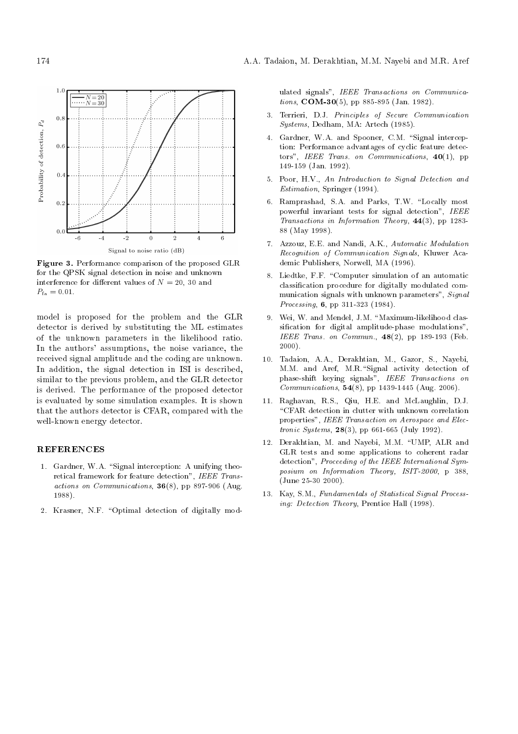1.0

$N = 20$

$N = 30$

0.8

0.6

0.4

0.2

0.0

-6 -4 -2 0 2 4 6

Probability of detection, $P_d$

Signal to noise ratio (dB)

**Figure 3.** Performance comparison of the proposed GLR for the QPSK signal detection in noise and unknown interference for different values of $N = 20$, 30 and $P_{fa} = 0.01$.

model is proposed for the problem and the GLR detector is derived by substituting the ML estimates of the unknown parameters in the likelihood ratio. In the authors' assumptions, the noise variance, the received signal amplitude and the coding are unknown. In addition, the signal detection in ISI is described, similar to the previous problem, and the GLR detector is derived. The performance of the proposed detector is evaluated by some simulation examples. It is shown that the authors detector is CFAR, compared with the well-known energy detector.

## REFERENCES

1. Gardner, W.A. "Signal interception: A unifying theoretical framework for feature detection", *IEEE Transactions on Communications*, **36**(8), pp 897-906 (Aug. 1988).
2. Krasner, N.F. "Optimal detection of digitally modulated signals", *IEEE Transactions on Communications*, **COM-30**(5), pp 885-895 (Jan. 1982).
3. Terrieri, D.J. *Principles of Secure Communication Systems*, Dedham, MA: Artech (1985).
4. Gardner, W.A. and Spooner, C.M. "Signal interception: Performance advantages of cyclic feature detectors", *IEEE Trans. on Communications*, **40**(1), pp 149-159 (Jan. 1992).
5. Poor, H.V., *An Introduction to Signal Detection and Estimation*, Springer (1994).
6. Ramprashad, S.A. and Parks, T.W. "Locally most powerful invariant tests for signal detection", *IEEE Transactions in Information Theory*, **44**(3), pp 1283-88 (May 1998).
7. Azzouz, E.E. and Nandi, A.K., *Automatic Modulation Recognition of Communication Signals*, Kluwer Academic Publishers, Norwell, MA (1996).
8. Liedtke, F.F. "Computer simulation of an automatic classification procedure for digitally modulated communication signals with unknown parameters", *Signal Processing*, **6**, pp 311-323 (1984).
9. Wei, W. and Mendel, J.M. "Maximum-likelihood classification for digital amplitude-phase modulations", *IEEE Trans. on Commun.*, **48**(2), pp 189-193 (Feb. 2000).
10. Tadaion, A.A., Derakhtian, M., Gazor, S., Nayebi, M.M. and Aref, M.R. "Signal activity detection of phase-shift keying signals", *IEEE Transactions on Communications*, **54**(8), pp 1439-1445 (Aug. 2006).
11. Raghavan, R.S., Qiu, H.E. and McLaughlin, D.J. "CFAR detection in clutter with unknown correlation properties", *IEEE Transaction on Aerospace and Electronic Systems*, **28**(3), pp 661-665 (July 1992).
12. Derakhtian, M. and Nayebi, M.M. "UMP, ALR and GLR tests and some applications to coherent radar detection", *Proceeding of the IEEE International Symposium on Information Theory, ISIT-2000*, p 388, (June 25-30 2000).
13. Kay, S.M., *Fundamentals of Statistical Signal Processing: Detection Theory*, Prentice Hall (1998).